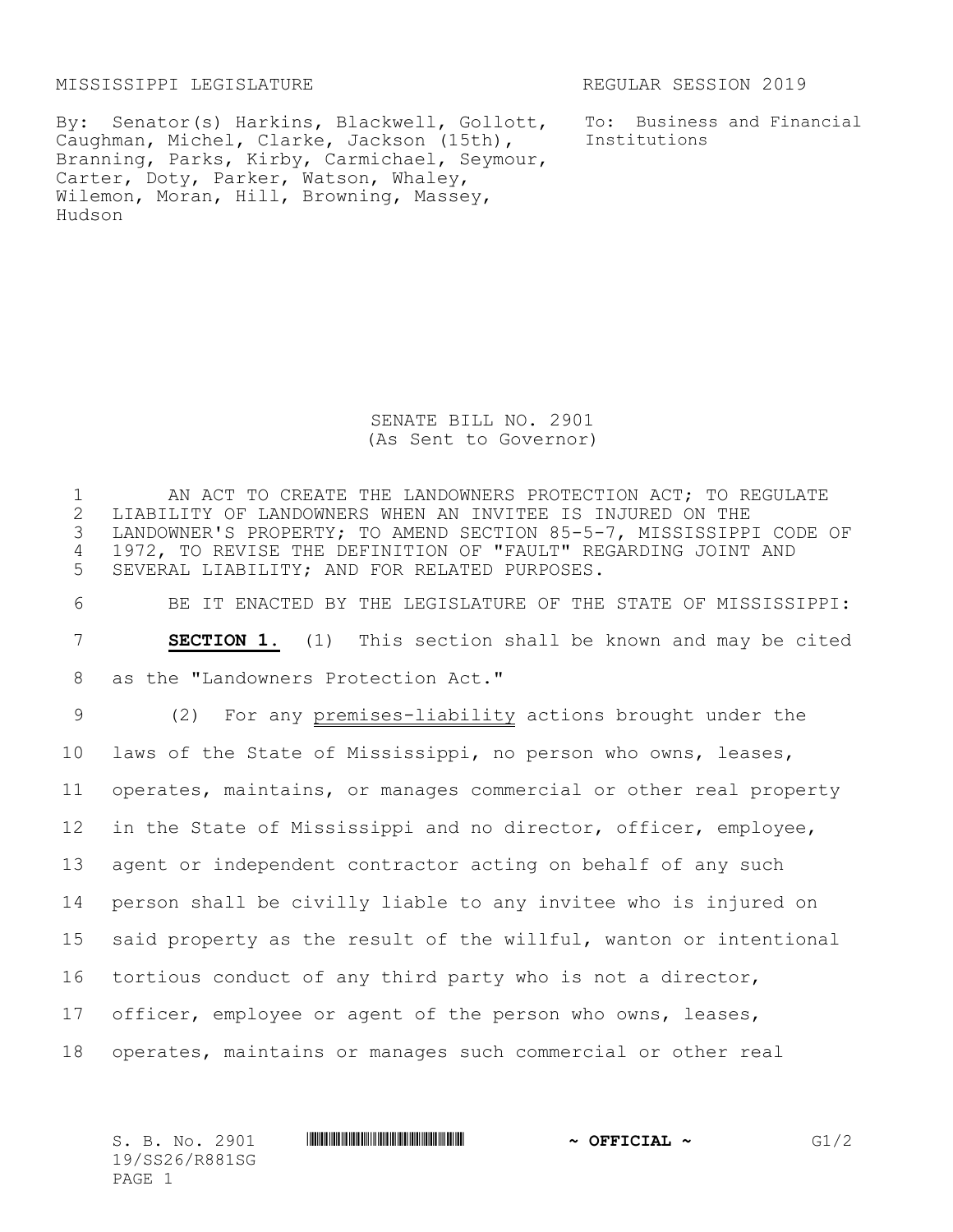MISSISSIPPI LEGISLATURE REGULAR SESSION 2019

By: Senator(s) Harkins, Blackwell, Gollott, Caughman, Michel, Clarke, Jackson (15th), Branning, Parks, Kirby, Carmichael, Seymour, Carter, Doty, Parker, Watson, Whaley, Wilemon, Moran, Hill, Browning, Massey, Hudson

To: Business and Financial Institutions

# SENATE BILL NO. 2901
(As Sent to Governor)

AN ACT TO CREATE THE LANDOWNERS PROTECTION ACT; TO REGULATE LIABILITY OF LANDOWNERS WHEN AN INVITEE IS INJURED ON THE LANDOWNER'S PROPERTY; TO AMEND SECTION 85-5-7, MISSISSIPPI CODE OF 1972, TO REVISE THE DEFINITION OF "FAULT" REGARDING JOINT AND SEVERAL LIABILITY; AND FOR RELATED PURPOSES.

BE IT ENACTED BY THE LEGISLATURE OF THE STATE OF MISSISSIPPI:

**SECTION 1.** (1) This section shall be known and may be cited as the "Landowners Protection Act."

(2) For any premises-liability actions brought under the laws of the State of Mississippi, no person who owns, leases, operates, maintains, or manages commercial or other real property in the State of Mississippi and no director, officer, employee, agent or independent contractor acting on behalf of any such person shall be civilly liable to any invitee who is injured on said property as the result of the willful, wanton or intentional tortious conduct of any third party who is not a director, officer, employee or agent of the person who owns, leases, operates, maintains or manages such commercial or other real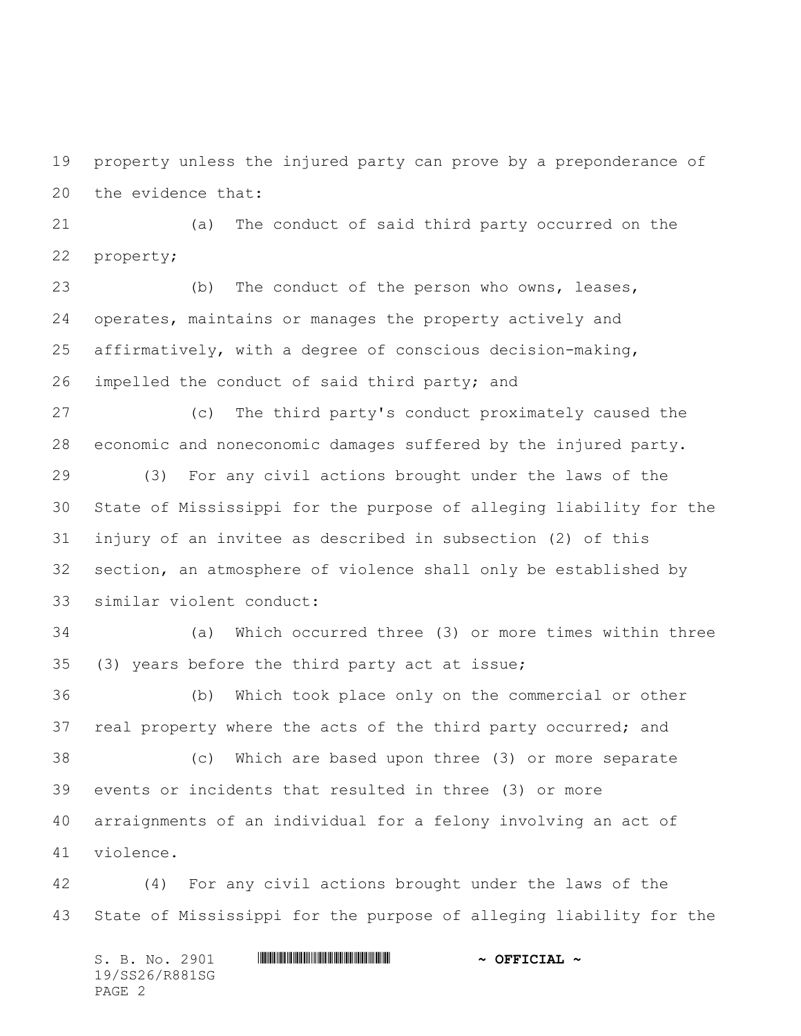property unless the injured party can prove by a preponderance of the evidence that:

(a) The conduct of said third party occurred on the property;

(b) The conduct of the person who owns, leases, operates, maintains or manages the property actively and affirmatively, with a degree of conscious decision-making, impelled the conduct of said third party; and

(c) The third party's conduct proximately caused the economic and noneconomic damages suffered by the injured party.

(3) For any civil actions brought under the laws of the State of Mississippi for the purpose of alleging liability for the injury of an invitee as described in subsection (2) of this section, an atmosphere of violence shall only be established by similar violent conduct:

(a) Which occurred three (3) or more times within three (3) years before the third party act at issue;

(b) Which took place only on the commercial or other real property where the acts of the third party occurred; and

(c) Which are based upon three (3) or more separate events or incidents that resulted in three (3) or more arraignments of an individual for a felony involving an act of violence.

(4) For any civil actions brought under the laws of the State of Mississippi for the purpose of alleging liability for the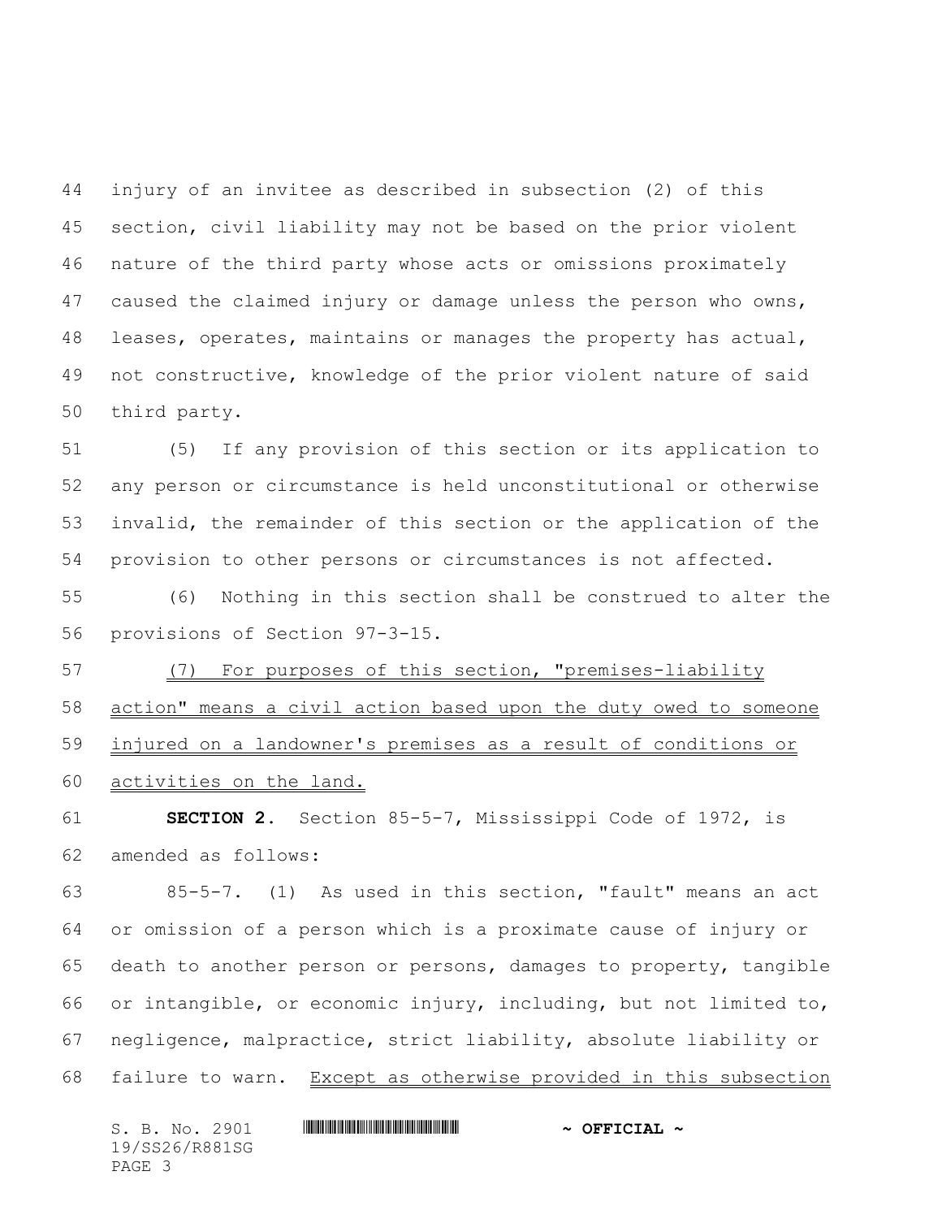injury of an invitee as described in subsection (2) of this section, civil liability may not be based on the prior violent nature of the third party whose acts or omissions proximately caused the claimed injury or damage unless the person who owns, leases, operates, maintains or manages the property has actual, not constructive, knowledge of the prior violent nature of said third party.

(5) If any provision of this section or its application to any person or circumstance is held unconstitutional or otherwise invalid, the remainder of this section or the application of the provision to other persons or circumstances is not affected.

(6) Nothing in this section shall be construed to alter the provisions of Section 97-3-15.

(7) For purposes of this section, "premises-liability action" means a civil action based upon the duty owed to someone injured on a landowner's premises as a result of conditions or activities on the land.

**SECTION 2.** Section 85-5-7, Mississippi Code of 1972, is amended as follows:

85-5-7. (1) As used in this section, "fault" means an act or omission of a person which is a proximate cause of injury or death to another person or persons, damages to property, tangible or intangible, or economic injury, including, but not limited to, negligence, malpractice, strict liability, absolute liability or failure to warn. Except as otherwise provided in this subsection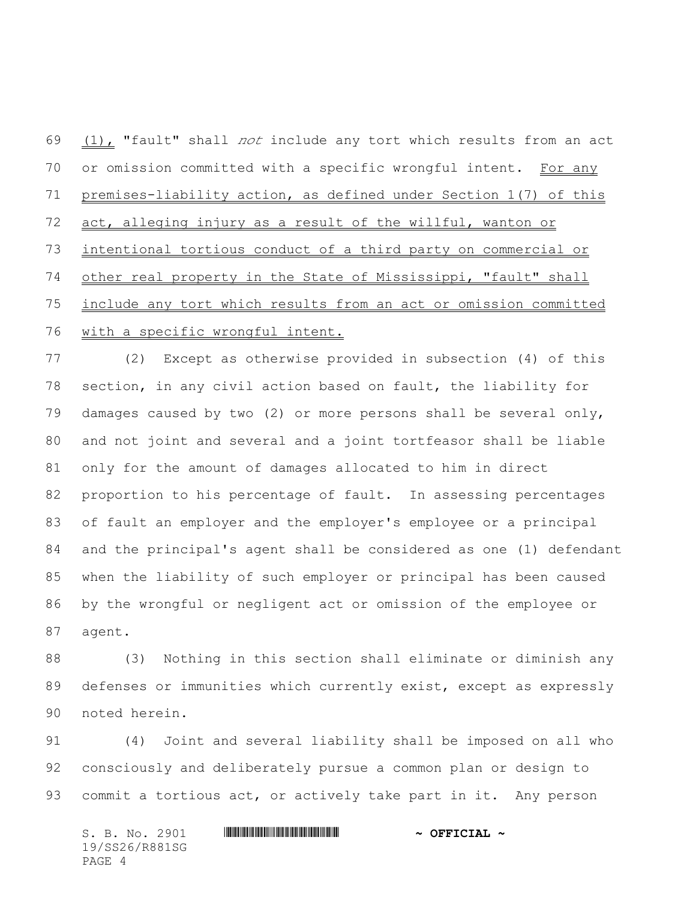(1), "fault" shall *not* include any tort which results from an act or omission committed with a specific wrongful intent. For any premises-liability action, as defined under Section 1(7) of this act, alleging injury as a result of the willful, wanton or intentional tortious conduct of a third party on commercial or other real property in the State of Mississippi, "fault" shall include any tort which results from an act or omission committed with a specific wrongful intent.

(2) Except as otherwise provided in subsection (4) of this section, in any civil action based on fault, the liability for damages caused by two (2) or more persons shall be several only, and not joint and several and a joint tortfeasor shall be liable only for the amount of damages allocated to him in direct proportion to his percentage of fault. In assessing percentages of fault an employer and the employer's employee or a principal and the principal's agent shall be considered as one (1) defendant when the liability of such employer or principal has been caused by the wrongful or negligent act or omission of the employee or agent.

(3) Nothing in this section shall eliminate or diminish any defenses or immunities which currently exist, except as expressly noted herein.

(4) Joint and several liability shall be imposed on all who consciously and deliberately pursue a common plan or design to commit a tortious act, or actively take part in it. Any person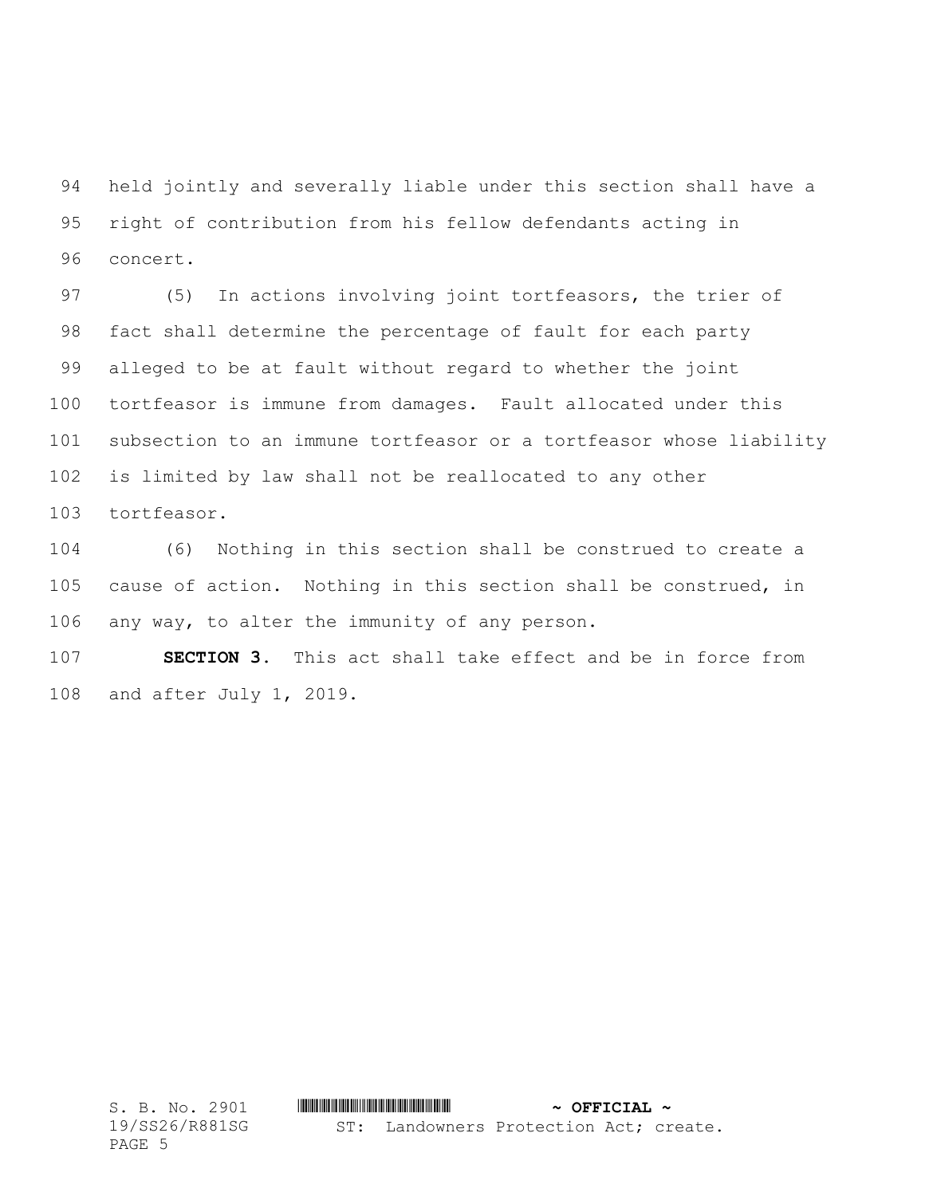held jointly and severally liable under this section shall have a right of contribution from his fellow defendants acting in concert.

(5) In actions involving joint tortfeasors, the trier of fact shall determine the percentage of fault for each party alleged to be at fault without regard to whether the joint tortfeasor is immune from damages. Fault allocated under this subsection to an immune tortfeasor or a tortfeasor whose liability is limited by law shall not be reallocated to any other tortfeasor.

(6) Nothing in this section shall be construed to create a cause of action. Nothing in this section shall be construed, in any way, to alter the immunity of any person.

**SECTION 3.** This act shall take effect and be in force from and after July 1, 2019.